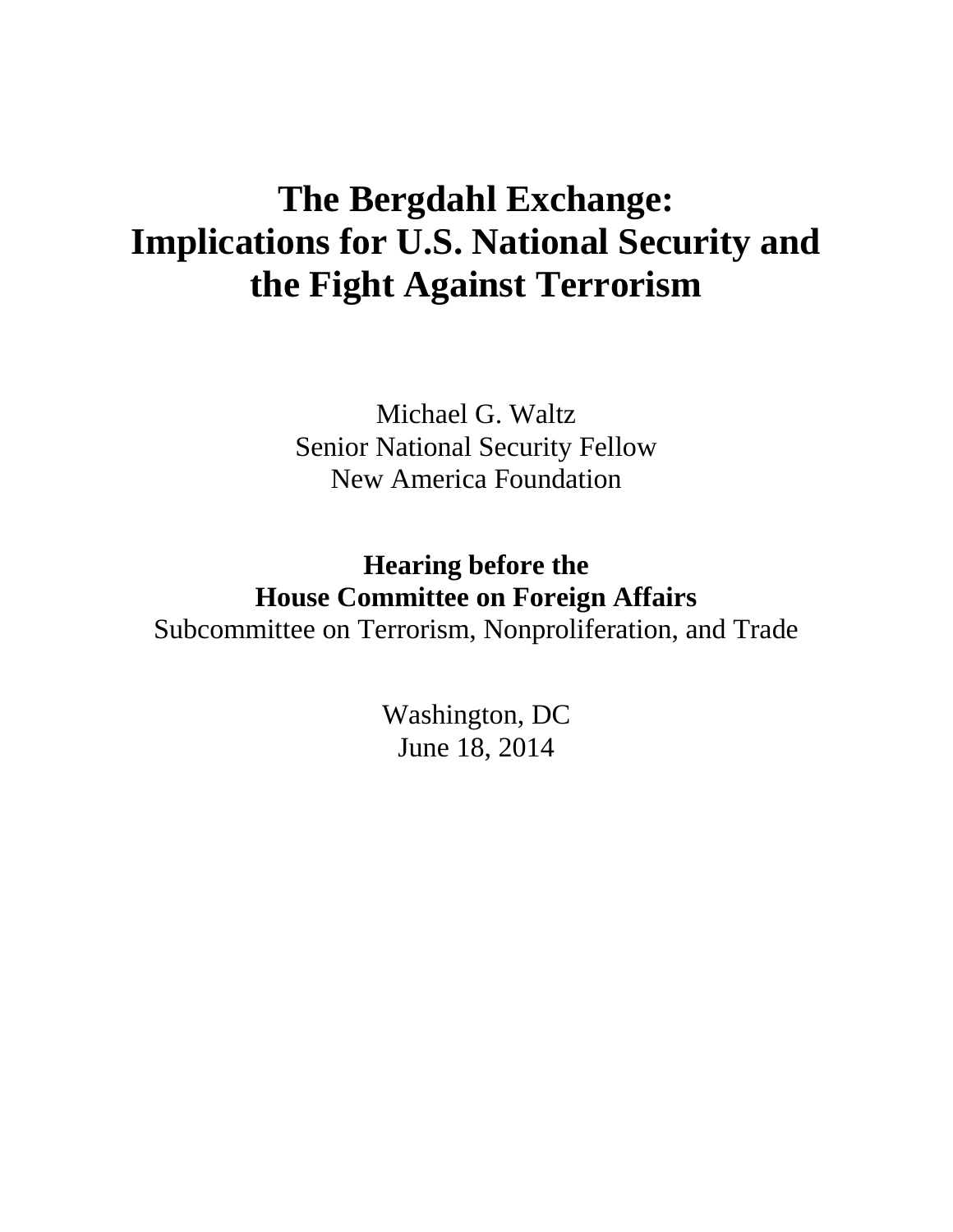# The Bergdahl Exchange: Implications for U.S. National Security and the Fight Against Terrorism

Michael G. Waltz
Senior National Security Fellow
New America Foundation

**Hearing before the**
**House Committee on Foreign Affairs**
Subcommittee on Terrorism, Nonproliferation, and Trade

Washington, DC
June 18, 2014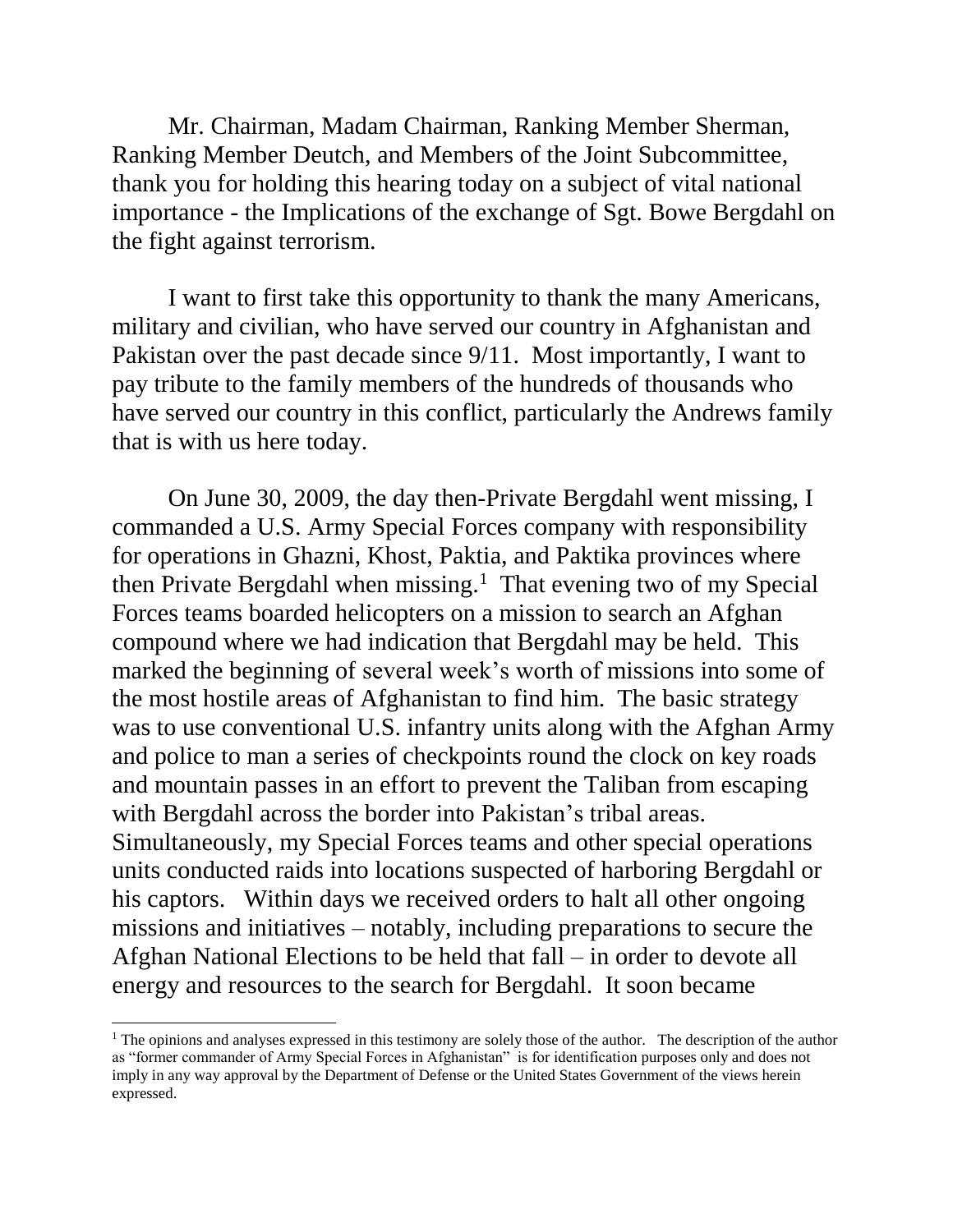Mr. Chairman, Madam Chairman, Ranking Member Sherman, Ranking Member Deutch, and Members of the Joint Subcommittee, thank you for holding this hearing today on a subject of vital national importance - the Implications of the exchange of Sgt. Bowe Bergdahl on the fight against terrorism.

I want to first take this opportunity to thank the many Americans, military and civilian, who have served our country in Afghanistan and Pakistan over the past decade since 9/11. Most importantly, I want to pay tribute to the family members of the hundreds of thousands who have served our country in this conflict, particularly the Andrews family that is with us here today.

On June 30, 2009, the day then-Private Bergdahl went missing, I commanded a U.S. Army Special Forces company with responsibility for operations in Ghazni, Khost, Paktia, and Paktika provinces where then Private Bergdahl when missing.[1] That evening two of my Special Forces teams boarded helicopters on a mission to search an Afghan compound where we had indication that Bergdahl may be held. This marked the beginning of several week's worth of missions into some of the most hostile areas of Afghanistan to find him. The basic strategy was to use conventional U.S. infantry units along with the Afghan Army and police to man a series of checkpoints round the clock on key roads and mountain passes in an effort to prevent the Taliban from escaping with Bergdahl across the border into Pakistan's tribal areas. Simultaneously, my Special Forces teams and other special operations units conducted raids into locations suspected of harboring Bergdahl or his captors. Within days we received orders to halt all other ongoing missions and initiatives – notably, including preparations to secure the Afghan National Elections to be held that fall – in order to devote all energy and resources to the search for Bergdahl. It soon became

[1] The opinions and analyses expressed in this testimony are solely those of the author. The description of the author as "former commander of Army Special Forces in Afghanistan" is for identification purposes only and does not imply in any way approval by the Department of Defense or the United States Government of the views herein expressed.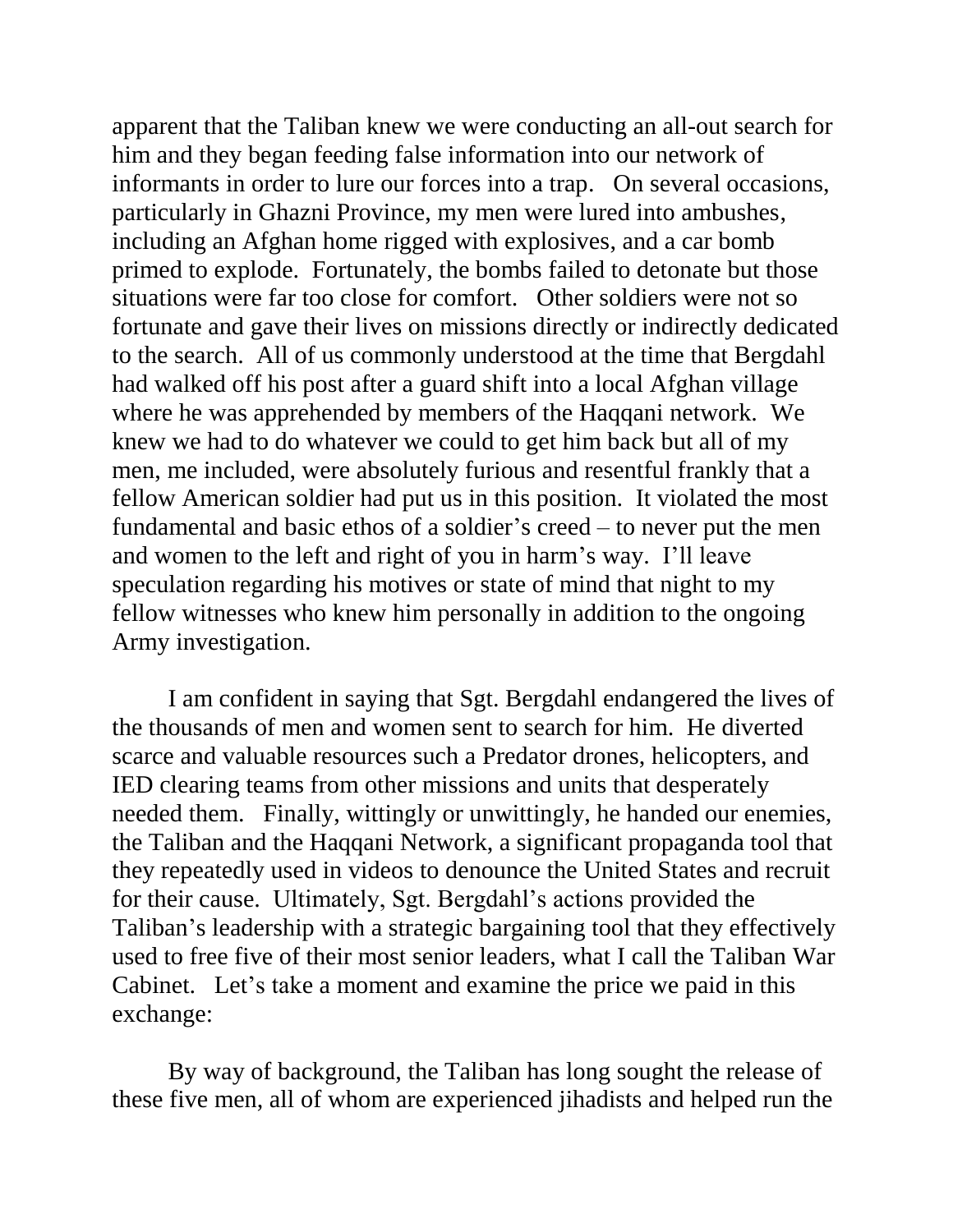apparent that the Taliban knew we were conducting an all-out search for him and they began feeding false information into our network of informants in order to lure our forces into a trap. On several occasions, particularly in Ghazni Province, my men were lured into ambushes, including an Afghan home rigged with explosives, and a car bomb primed to explode. Fortunately, the bombs failed to detonate but those situations were far too close for comfort. Other soldiers were not so fortunate and gave their lives on missions directly or indirectly dedicated to the search. All of us commonly understood at the time that Bergdahl had walked off his post after a guard shift into a local Afghan village where he was apprehended by members of the Haqqani network. We knew we had to do whatever we could to get him back but all of my men, me included, were absolutely furious and resentful frankly that a fellow American soldier had put us in this position. It violated the most fundamental and basic ethos of a soldier's creed – to never put the men and women to the left and right of you in harm's way. I'll leave speculation regarding his motives or state of mind that night to my fellow witnesses who knew him personally in addition to the ongoing Army investigation.

I am confident in saying that Sgt. Bergdahl endangered the lives of the thousands of men and women sent to search for him. He diverted scarce and valuable resources such a Predator drones, helicopters, and IED clearing teams from other missions and units that desperately needed them. Finally, wittingly or unwittingly, he handed our enemies, the Taliban and the Haqqani Network, a significant propaganda tool that they repeatedly used in videos to denounce the United States and recruit for their cause. Ultimately, Sgt. Bergdahl's actions provided the Taliban's leadership with a strategic bargaining tool that they effectively used to free five of their most senior leaders, what I call the Taliban War Cabinet. Let's take a moment and examine the price we paid in this exchange:

By way of background, the Taliban has long sought the release of these five men, all of whom are experienced jihadists and helped run the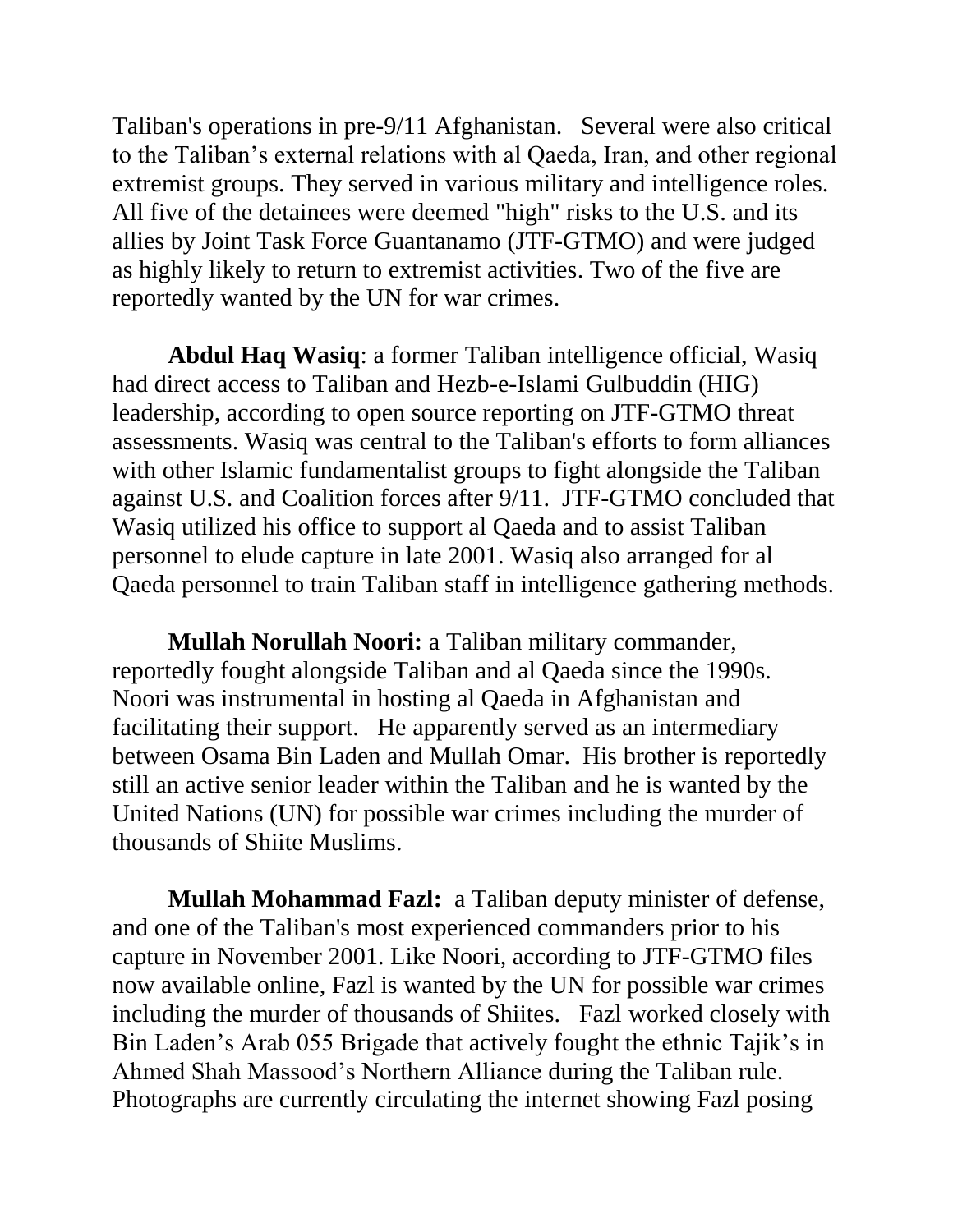Taliban's operations in pre-9/11 Afghanistan. Several were also critical to the Taliban's external relations with al Qaeda, Iran, and other regional extremist groups. They served in various military and intelligence roles. All five of the detainees were deemed "high" risks to the U.S. and its allies by Joint Task Force Guantanamo (JTF-GTMO) and were judged as highly likely to return to extremist activities. Two of the five are reportedly wanted by the UN for war crimes.

**Abdul Haq Wasiq**: a former Taliban intelligence official, Wasiq had direct access to Taliban and Hezb-e-Islami Gulbuddin (HIG) leadership, according to open source reporting on JTF-GTMO threat assessments. Wasiq was central to the Taliban's efforts to form alliances with other Islamic fundamentalist groups to fight alongside the Taliban against U.S. and Coalition forces after 9/11. JTF-GTMO concluded that Wasiq utilized his office to support al Qaeda and to assist Taliban personnel to elude capture in late 2001. Wasiq also arranged for al Qaeda personnel to train Taliban staff in intelligence gathering methods.

**Mullah Norullah Noori:** a Taliban military commander, reportedly fought alongside Taliban and al Qaeda since the 1990s. Noori was instrumental in hosting al Qaeda in Afghanistan and facilitating their support. He apparently served as an intermediary between Osama Bin Laden and Mullah Omar. His brother is reportedly still an active senior leader within the Taliban and he is wanted by the United Nations (UN) for possible war crimes including the murder of thousands of Shiite Muslims.

**Mullah Mohammad Fazl:** a Taliban deputy minister of defense, and one of the Taliban's most experienced commanders prior to his capture in November 2001. Like Noori, according to JTF-GTMO files now available online, Fazl is wanted by the UN for possible war crimes including the murder of thousands of Shiites. Fazl worked closely with Bin Laden's Arab 055 Brigade that actively fought the ethnic Tajik's in Ahmed Shah Massood's Northern Alliance during the Taliban rule. Photographs are currently circulating the internet showing Fazl posing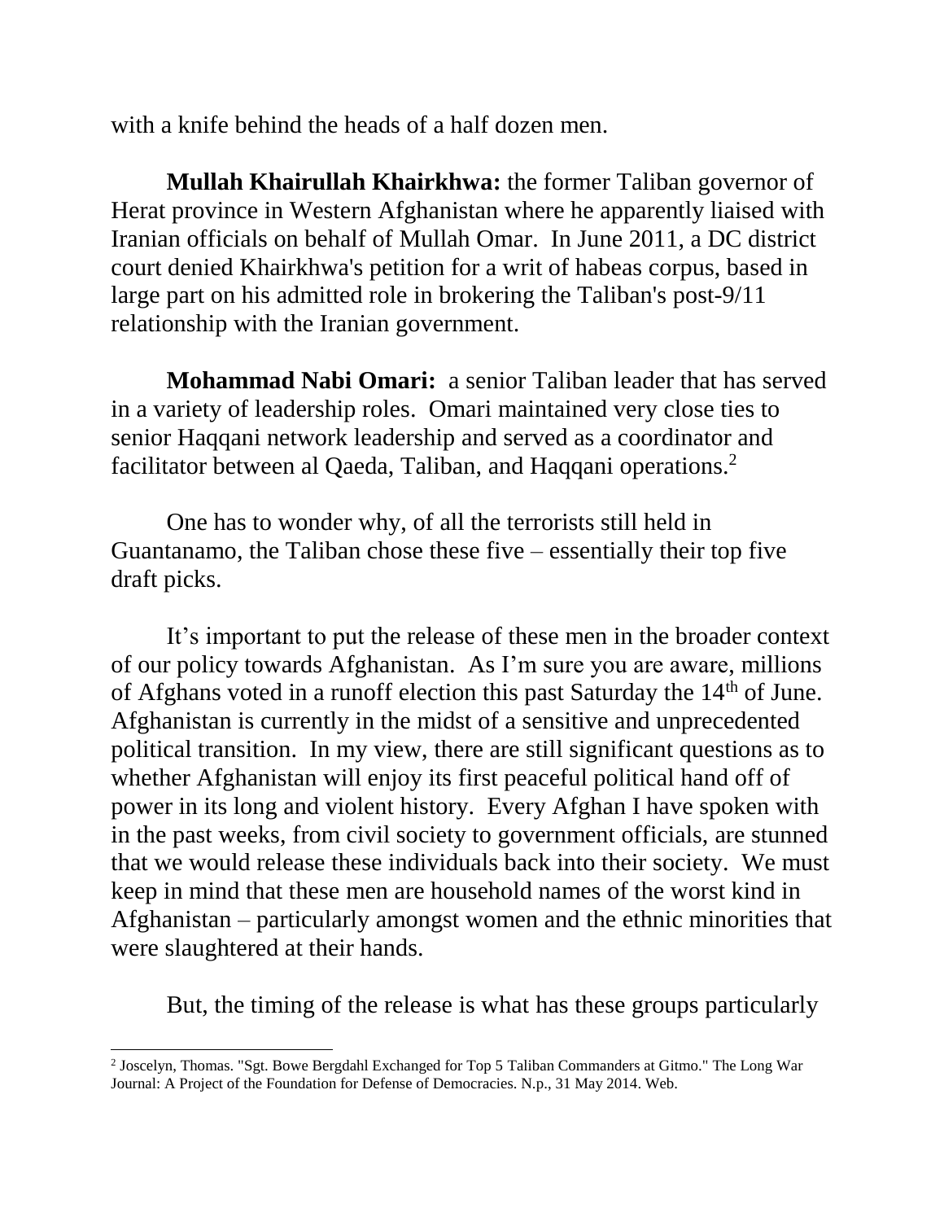with a knife behind the heads of a half dozen men.

**Mullah Khairullah Khairkhwa:** the former Taliban governor of Herat province in Western Afghanistan where he apparently liaised with Iranian officials on behalf of Mullah Omar. In June 2011, a DC district court denied Khairkhwa's petition for a writ of habeas corpus, based in large part on his admitted role in brokering the Taliban's post-9/11 relationship with the Iranian government.

**Mohammad Nabi Omari:** a senior Taliban leader that has served in a variety of leadership roles. Omari maintained very close ties to senior Haqqani network leadership and served as a coordinator and facilitator between al Qaeda, Taliban, and Haqqani operations.[2]

One has to wonder why, of all the terrorists still held in Guantanamo, the Taliban chose these five – essentially their top five draft picks.

It's important to put the release of these men in the broader context of our policy towards Afghanistan. As I'm sure you are aware, millions of Afghans voted in a runoff election this past Saturday the 14th of June. Afghanistan is currently in the midst of a sensitive and unprecedented political transition. In my view, there are still significant questions as to whether Afghanistan will enjoy its first peaceful political hand off of power in its long and violent history. Every Afghan I have spoken with in the past weeks, from civil society to government officials, are stunned that we would release these individuals back into their society. We must keep in mind that these men are household names of the worst kind in Afghanistan – particularly amongst women and the ethnic minorities that were slaughtered at their hands.

But, the timing of the release is what has these groups particularly

---

[2] Joscelyn, Thomas. "Sgt. Bowe Bergdahl Exchanged for Top 5 Taliban Commanders at Gitmo." The Long War Journal: A Project of the Foundation for Defense of Democracies. N.p., 31 May 2014. Web.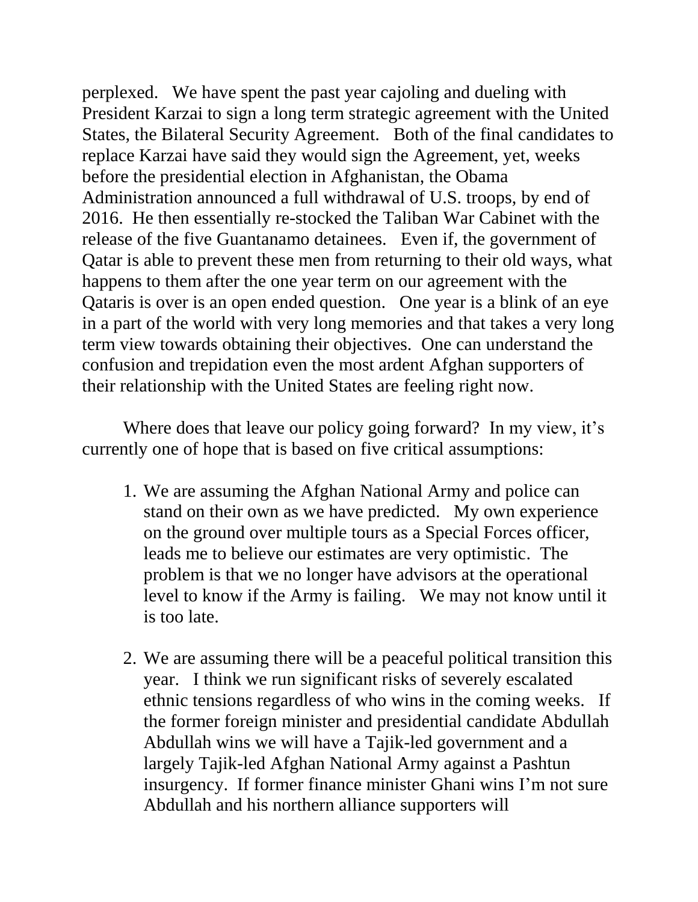perplexed. We have spent the past year cajoling and dueling with President Karzai to sign a long term strategic agreement with the United States, the Bilateral Security Agreement. Both of the final candidates to replace Karzai have said they would sign the Agreement, yet, weeks before the presidential election in Afghanistan, the Obama Administration announced a full withdrawal of U.S. troops, by end of 2016. He then essentially re-stocked the Taliban War Cabinet with the release of the five Guantanamo detainees. Even if, the government of Qatar is able to prevent these men from returning to their old ways, what happens to them after the one year term on our agreement with the Qataris is over is an open ended question. One year is a blink of an eye in a part of the world with very long memories and that takes a very long term view towards obtaining their objectives. One can understand the confusion and trepidation even the most ardent Afghan supporters of their relationship with the United States are feeling right now.

Where does that leave our policy going forward? In my view, it's currently one of hope that is based on five critical assumptions:

1. We are assuming the Afghan National Army and police can stand on their own as we have predicted. My own experience on the ground over multiple tours as a Special Forces officer, leads me to believe our estimates are very optimistic. The problem is that we no longer have advisors at the operational level to know if the Army is failing. We may not know until it is too late.

2. We are assuming there will be a peaceful political transition this year. I think we run significant risks of severely escalated ethnic tensions regardless of who wins in the coming weeks. If the former foreign minister and presidential candidate Abdullah Abdullah wins we will have a Tajik-led government and a largely Tajik-led Afghan National Army against a Pashtun insurgency. If former finance minister Ghani wins I'm not sure Abdullah and his northern alliance supporters will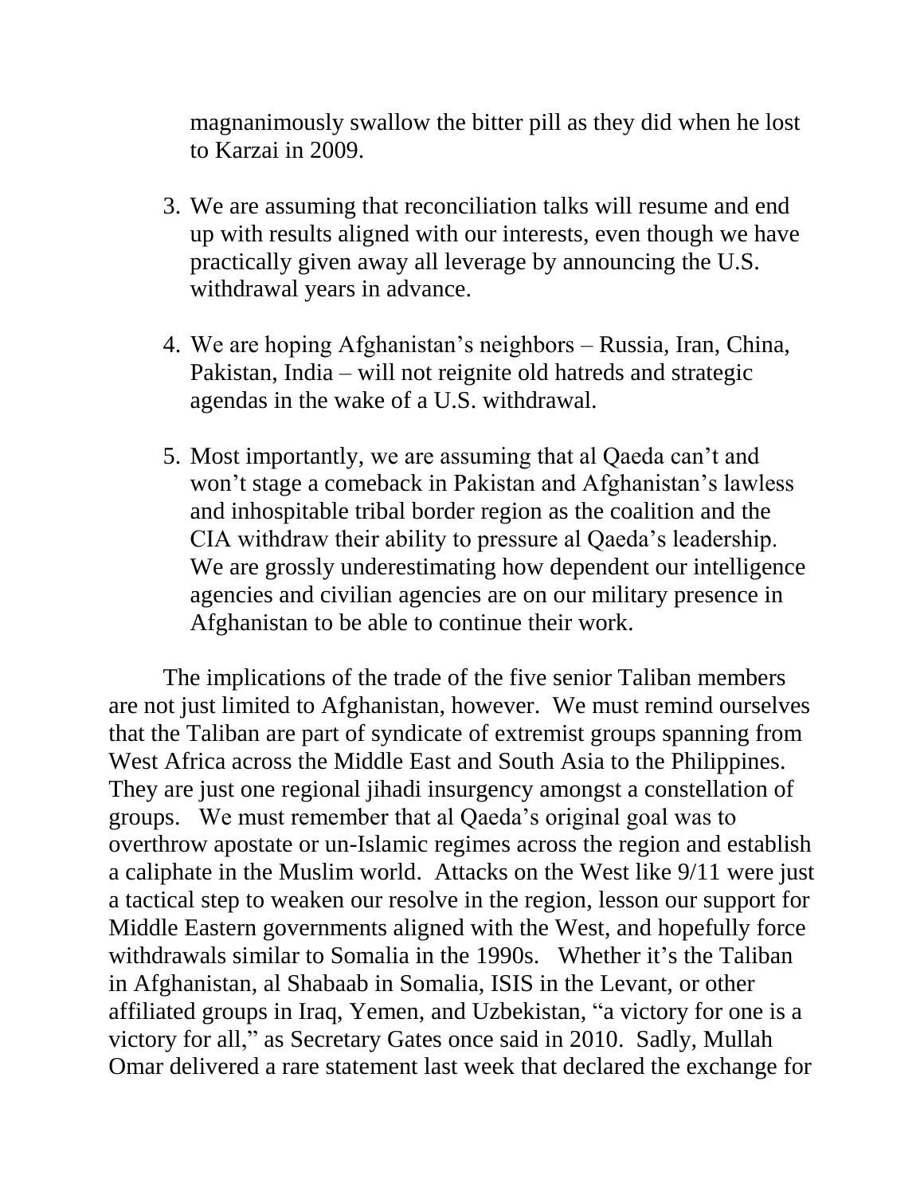magnanimously swallow the bitter pill as they did when he lost to Karzai in 2009.

3. We are assuming that reconciliation talks will resume and end up with results aligned with our interests, even though we have practically given away all leverage by announcing the U.S. withdrawal years in advance.

4. We are hoping Afghanistan's neighbors – Russia, Iran, China, Pakistan, India – will not reignite old hatreds and strategic agendas in the wake of a U.S. withdrawal.

5. Most importantly, we are assuming that al Qaeda can't and won't stage a comeback in Pakistan and Afghanistan's lawless and inhospitable tribal border region as the coalition and the CIA withdraw their ability to pressure al Qaeda's leadership. We are grossly underestimating how dependent our intelligence agencies and civilian agencies are on our military presence in Afghanistan to be able to continue their work.

The implications of the trade of the five senior Taliban members are not just limited to Afghanistan, however. We must remind ourselves that the Taliban are part of syndicate of extremist groups spanning from West Africa across the Middle East and South Asia to the Philippines. They are just one regional jihadi insurgency amongst a constellation of groups. We must remember that al Qaeda's original goal was to overthrow apostate or un-Islamic regimes across the region and establish a caliphate in the Muslim world. Attacks on the West like 9/11 were just a tactical step to weaken our resolve in the region, lesson our support for Middle Eastern governments aligned with the West, and hopefully force withdrawals similar to Somalia in the 1990s. Whether it's the Taliban in Afghanistan, al Shabaab in Somalia, ISIS in the Levant, or other affiliated groups in Iraq, Yemen, and Uzbekistan, "a victory for one is a victory for all," as Secretary Gates once said in 2010. Sadly, Mullah Omar delivered a rare statement last week that declared the exchange for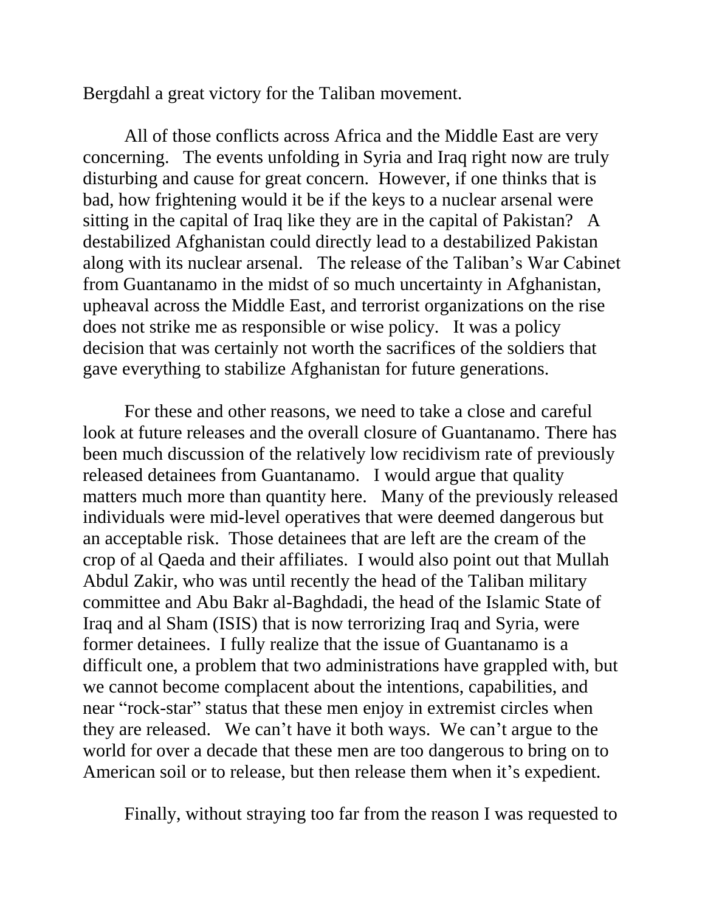Bergdahl a great victory for the Taliban movement.

All of those conflicts across Africa and the Middle East are very concerning. The events unfolding in Syria and Iraq right now are truly disturbing and cause for great concern. However, if one thinks that is bad, how frightening would it be if the keys to a nuclear arsenal were sitting in the capital of Iraq like they are in the capital of Pakistan? A destabilized Afghanistan could directly lead to a destabilized Pakistan along with its nuclear arsenal. The release of the Taliban's War Cabinet from Guantanamo in the midst of so much uncertainty in Afghanistan, upheaval across the Middle East, and terrorist organizations on the rise does not strike me as responsible or wise policy. It was a policy decision that was certainly not worth the sacrifices of the soldiers that gave everything to stabilize Afghanistan for future generations.

For these and other reasons, we need to take a close and careful look at future releases and the overall closure of Guantanamo. There has been much discussion of the relatively low recidivism rate of previously released detainees from Guantanamo. I would argue that quality matters much more than quantity here. Many of the previously released individuals were mid-level operatives that were deemed dangerous but an acceptable risk. Those detainees that are left are the cream of the crop of al Qaeda and their affiliates. I would also point out that Mullah Abdul Zakir, who was until recently the head of the Taliban military committee and Abu Bakr al-Baghdadi, the head of the Islamic State of Iraq and al Sham (ISIS) that is now terrorizing Iraq and Syria, were former detainees. I fully realize that the issue of Guantanamo is a difficult one, a problem that two administrations have grappled with, but we cannot become complacent about the intentions, capabilities, and near "rock-star" status that these men enjoy in extremist circles when they are released. We can't have it both ways. We can't argue to the world for over a decade that these men are too dangerous to bring on to American soil or to release, but then release them when it's expedient.

Finally, without straying too far from the reason I was requested to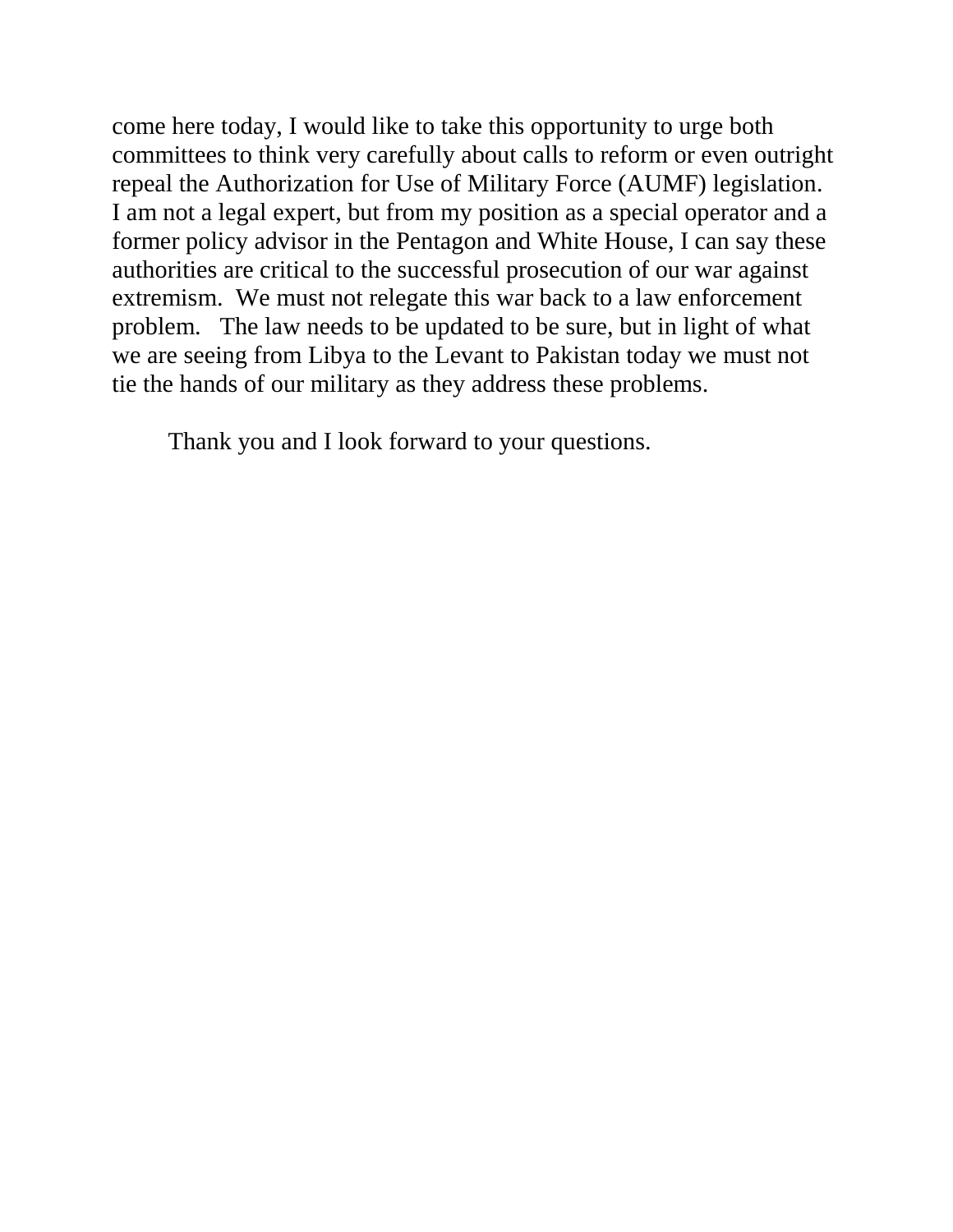come here today, I would like to take this opportunity to urge both committees to think very carefully about calls to reform or even outright repeal the Authorization for Use of Military Force (AUMF) legislation. I am not a legal expert, but from my position as a special operator and a former policy advisor in the Pentagon and White House, I can say these authorities are critical to the successful prosecution of our war against extremism. We must not relegate this war back to a law enforcement problem. The law needs to be updated to be sure, but in light of what we are seeing from Libya to the Levant to Pakistan today we must not tie the hands of our military as they address these problems.

Thank you and I look forward to your questions.